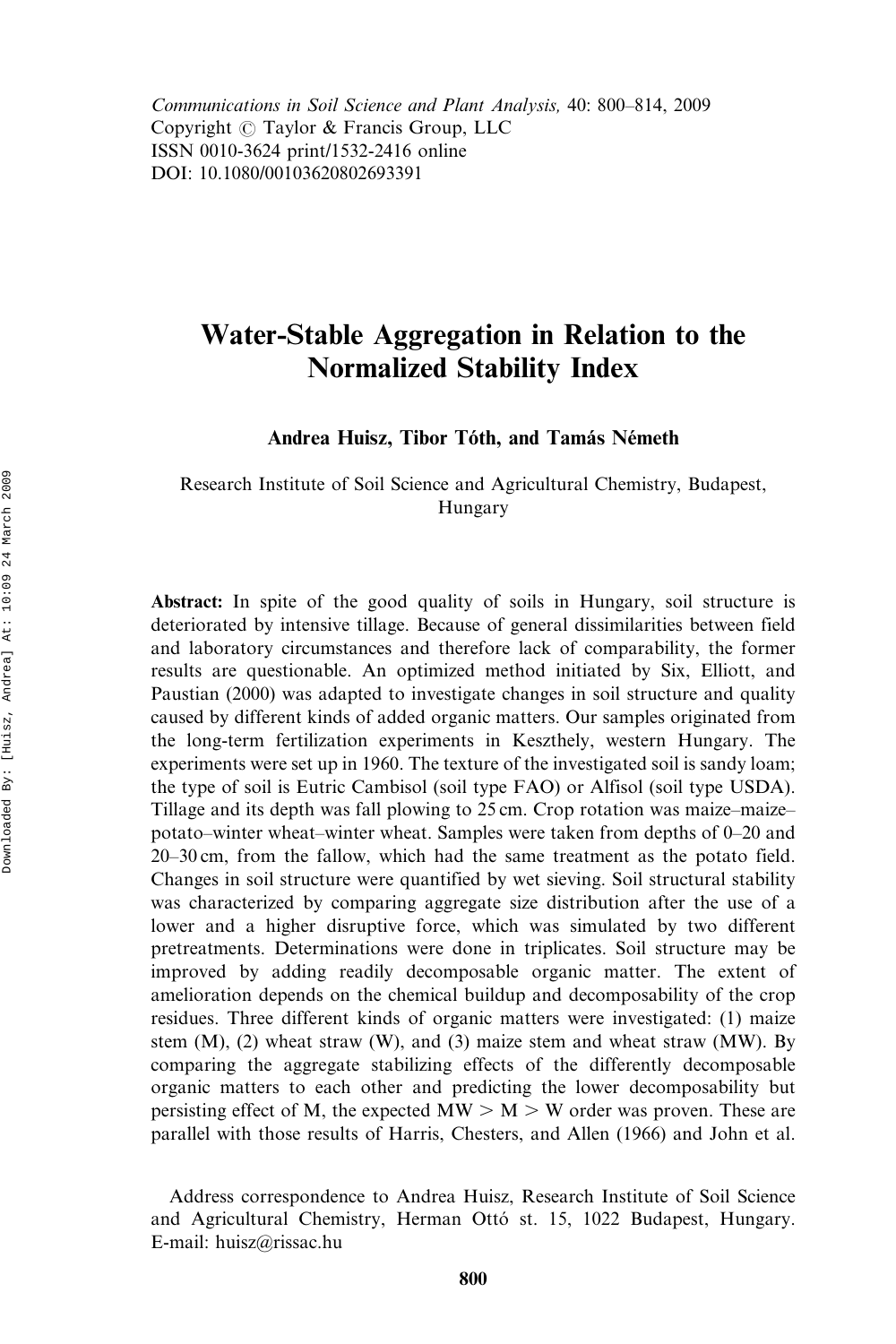*Communications in Soil Science and Plant Analysis,* 40: 800–814, 2009
Copyright © Taylor & Francis Group, LLC
ISSN 0010-3624 print/1532-2416 online
DOI: 10.1080/00103620802693391

# Water-Stable Aggregation in Relation to the Normalized Stability Index

**Andrea Huisz, Tibor Tóth, and Tamás Németh**

Research Institute of Soil Science and Agricultural Chemistry, Budapest, Hungary

**Abstract:** In spite of the good quality of soils in Hungary, soil structure is deteriorated by intensive tillage. Because of general dissimilarities between field and laboratory circumstances and therefore lack of comparability, the former results are questionable. An optimized method initiated by Six, Elliott, and Paustian (2000) was adapted to investigate changes in soil structure and quality caused by different kinds of added organic matters. Our samples originated from the long-term fertilization experiments in Keszthely, western Hungary. The experiments were set up in 1960. The texture of the investigated soil is sandy loam; the type of soil is Eutric Cambisol (soil type FAO) or Alfisol (soil type USDA). Tillage and its depth was fall plowing to 25 cm. Crop rotation was maize–maize–potato–winter wheat–winter wheat. Samples were taken from depths of 0–20 and 20–30 cm, from the fallow, which had the same treatment as the potato field. Changes in soil structure were quantified by wet sieving. Soil structural stability was characterized by comparing aggregate size distribution after the use of a lower and a higher disruptive force, which was simulated by two different pretreatments. Determinations were done in triplicates. Soil structure may be improved by adding readily decomposable organic matter. The extent of amelioration depends on the chemical buildup and decomposability of the crop residues. Three different kinds of organic matters were investigated: (1) maize stem (M), (2) wheat straw (W), and (3) maize stem and wheat straw (MW). By comparing the aggregate stabilizing effects of the differently decomposable organic matters to each other and predicting the lower decomposability but persisting effect of M, the expected MW > M > W order was proven. These are parallel with those results of Harris, Chesters, and Allen (1966) and John et al.

Address correspondence to Andrea Huisz, Research Institute of Soil Science and Agricultural Chemistry, Herman Ottó st. 15, 1022 Budapest, Hungary. E-mail: huisz@rissac.hu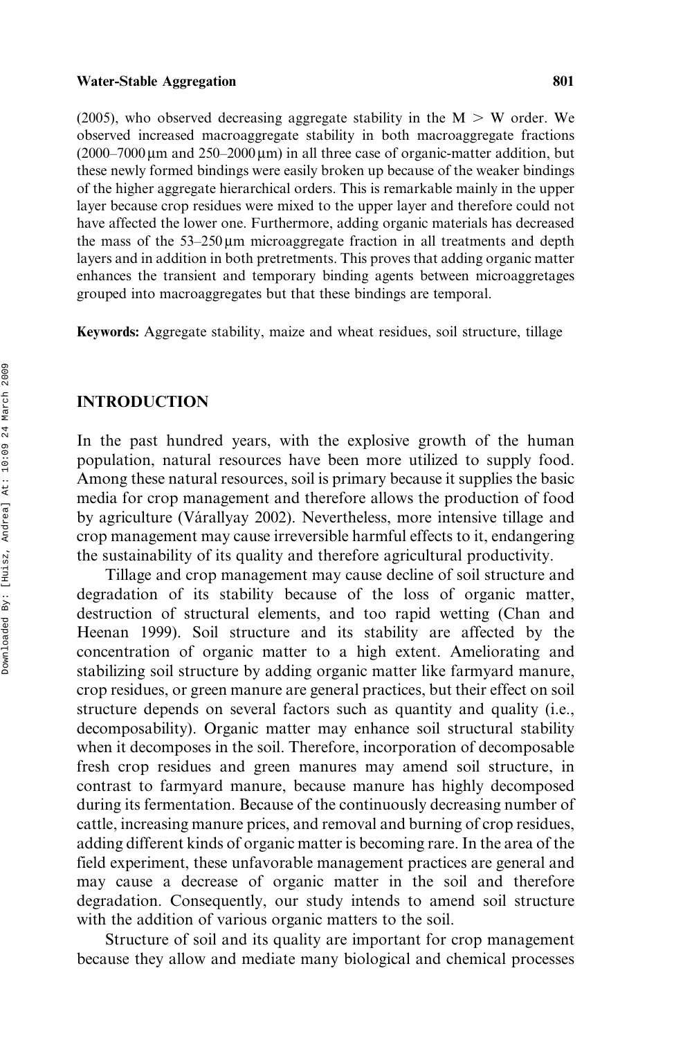(2005), who observed decreasing aggregate stability in the M > W order. We observed increased macroaggregate stability in both macroaggregate fractions (2000–7000 μm and 250–2000 μm) in all three case of organic-matter addition, but these newly formed bindings were easily broken up because of the weaker bindings of the higher aggregate hierarchical orders. This is remarkable mainly in the upper layer because crop residues were mixed to the upper layer and therefore could not have affected the lower one. Furthermore, adding organic materials has decreased the mass of the 53–250 μm microaggregate fraction in all treatments and depth layers and in addition in both pretretments. This proves that adding organic matter enhances the transient and temporary binding agents between microaggretages grouped into macroaggregates but that these bindings are temporal.

**Keywords:** Aggregate stability, maize and wheat residues, soil structure, tillage

## INTRODUCTION

In the past hundred years, with the explosive growth of the human population, natural resources have been more utilized to supply food. Among these natural resources, soil is primary because it supplies the basic media for crop management and therefore allows the production of food by agriculture (Várallyay 2002). Nevertheless, more intensive tillage and crop management may cause irreversible harmful effects to it, endangering the sustainability of its quality and therefore agricultural productivity.

Tillage and crop management may cause decline of soil structure and degradation of its stability because of the loss of organic matter, destruction of structural elements, and too rapid wetting (Chan and Heenan 1999). Soil structure and its stability are affected by the concentration of organic matter to a high extent. Ameliorating and stabilizing soil structure by adding organic matter like farmyard manure, crop residues, or green manure are general practices, but their effect on soil structure depends on several factors such as quantity and quality (i.e., decomposability). Organic matter may enhance soil structural stability when it decomposes in the soil. Therefore, incorporation of decomposable fresh crop residues and green manures may amend soil structure, in contrast to farmyard manure, because manure has highly decomposed during its fermentation. Because of the continuously decreasing number of cattle, increasing manure prices, and removal and burning of crop residues, adding different kinds of organic matter is becoming rare. In the area of the field experiment, these unfavorable management practices are general and may cause a decrease of organic matter in the soil and therefore degradation. Consequently, our study intends to amend soil structure with the addition of various organic matters to the soil.

Structure of soil and its quality are important for crop management because they allow and mediate many biological and chemical processes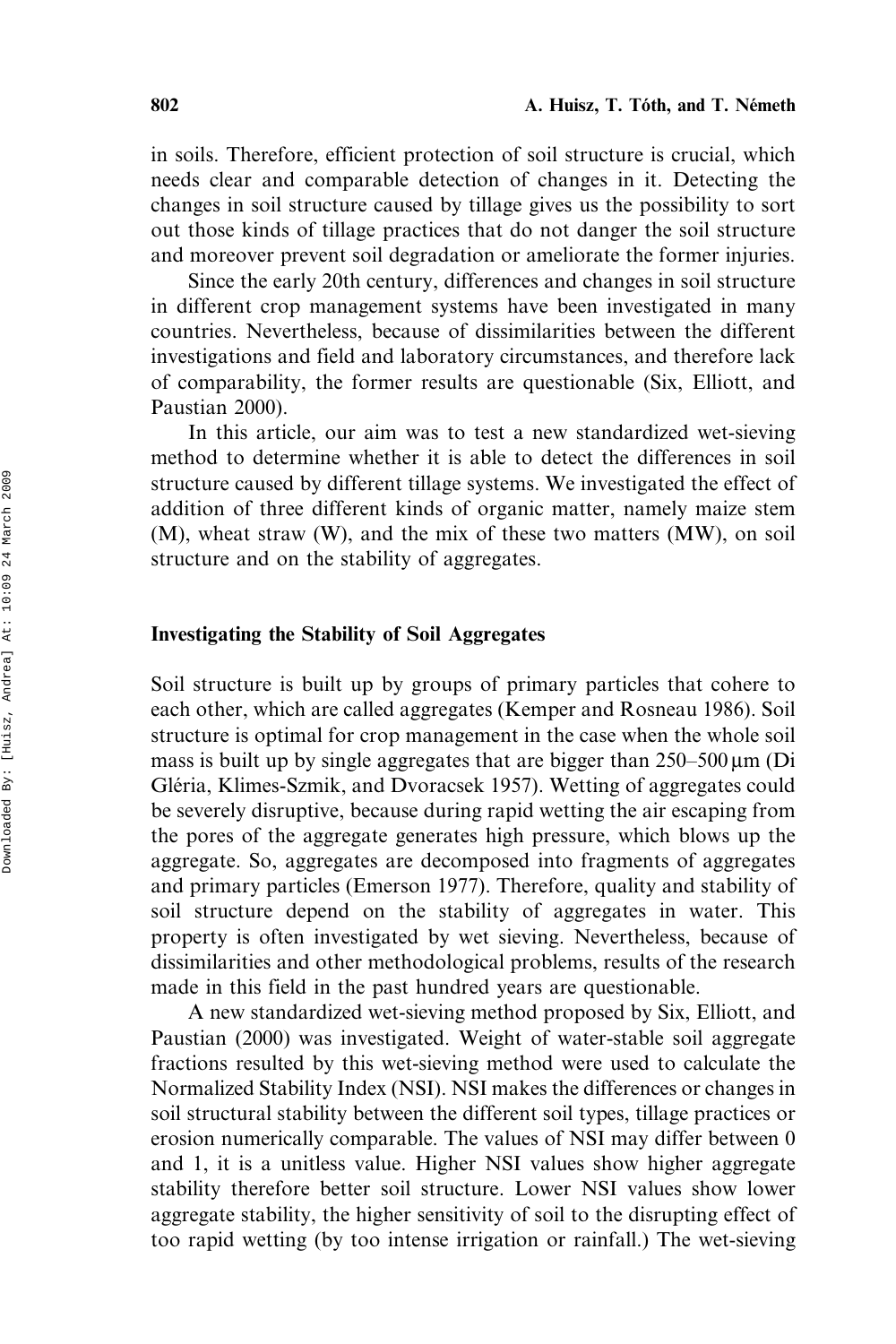in soils. Therefore, efficient protection of soil structure is crucial, which needs clear and comparable detection of changes in it. Detecting the changes in soil structure caused by tillage gives us the possibility to sort out those kinds of tillage practices that do not danger the soil structure and moreover prevent soil degradation or ameliorate the former injuries.

Since the early 20th century, differences and changes in soil structure in different crop management systems have been investigated in many countries. Nevertheless, because of dissimilarities between the different investigations and field and laboratory circumstances, and therefore lack of comparability, the former results are questionable (Six, Elliott, and Paustian 2000).

In this article, our aim was to test a new standardized wet-sieving method to determine whether it is able to detect the differences in soil structure caused by different tillage systems. We investigated the effect of addition of three different kinds of organic matter, namely maize stem (M), wheat straw (W), and the mix of these two matters (MW), on soil structure and on the stability of aggregates.

## Investigating the Stability of Soil Aggregates

Soil structure is built up by groups of primary particles that cohere to each other, which are called aggregates (Kemper and Rosneau 1986). Soil structure is optimal for crop management in the case when the whole soil mass is built up by single aggregates that are bigger than 250–500 μm (Di Gléria, Klimes-Szmik, and Dvoracsek 1957). Wetting of aggregates could be severely disruptive, because during rapid wetting the air escaping from the pores of the aggregate generates high pressure, which blows up the aggregate. So, aggregates are decomposed into fragments of aggregates and primary particles (Emerson 1977). Therefore, quality and stability of soil structure depend on the stability of aggregates in water. This property is often investigated by wet sieving. Nevertheless, because of dissimilarities and other methodological problems, results of the research made in this field in the past hundred years are questionable.

A new standardized wet-sieving method proposed by Six, Elliott, and Paustian (2000) was investigated. Weight of water-stable soil aggregate fractions resulted by this wet-sieving method were used to calculate the Normalized Stability Index (NSI). NSI makes the differences or changes in soil structural stability between the different soil types, tillage practices or erosion numerically comparable. The values of NSI may differ between 0 and 1, it is a unitless value. Higher NSI values show higher aggregate stability therefore better soil structure. Lower NSI values show lower aggregate stability, the higher sensitivity of soil to the disrupting effect of too rapid wetting (by too intense irrigation or rainfall.) The wet-sieving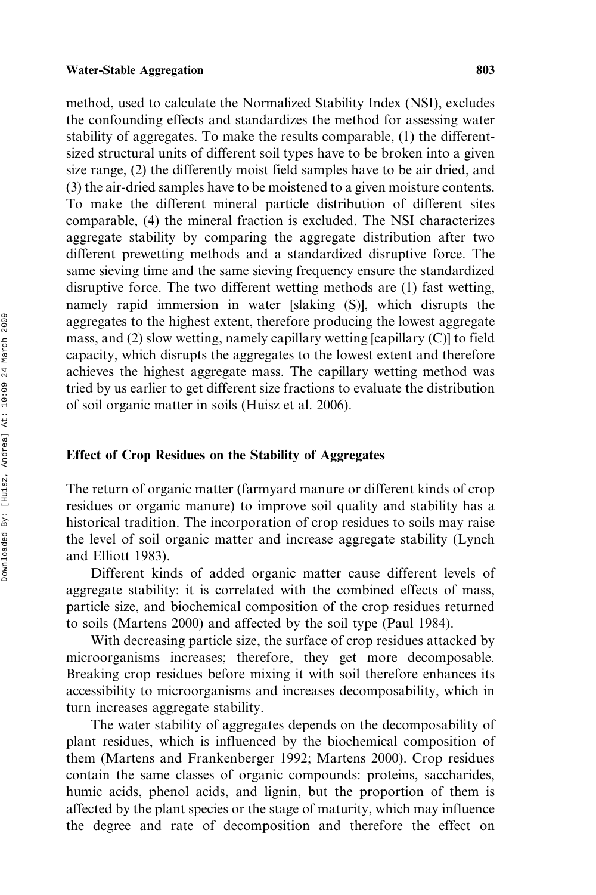method, used to calculate the Normalized Stability Index (NSI), excludes the confounding effects and standardizes the method for assessing water stability of aggregates. To make the results comparable, (1) the different-sized structural units of different soil types have to be broken into a given size range, (2) the differently moist field samples have to be air dried, and (3) the air-dried samples have to be moistened to a given moisture contents. To make the different mineral particle distribution of different sites comparable, (4) the mineral fraction is excluded. The NSI characterizes aggregate stability by comparing the aggregate distribution after two different prewetting methods and a standardized disruptive force. The same sieving time and the same sieving frequency ensure the standardized disruptive force. The two different wetting methods are (1) fast wetting, namely rapid immersion in water [slaking (S)], which disrupts the aggregates to the highest extent, therefore producing the lowest aggregate mass, and (2) slow wetting, namely capillary wetting [capillary (C)] to field capacity, which disrupts the aggregates to the lowest extent and therefore achieves the highest aggregate mass. The capillary wetting method was tried by us earlier to get different size fractions to evaluate the distribution of soil organic matter in soils (Huisz et al. 2006).

## Effect of Crop Residues on the Stability of Aggregates

The return of organic matter (farmyard manure or different kinds of crop residues or organic manure) to improve soil quality and stability has a historical tradition. The incorporation of crop residues to soils may raise the level of soil organic matter and increase aggregate stability (Lynch and Elliott 1983).

Different kinds of added organic matter cause different levels of aggregate stability: it is correlated with the combined effects of mass, particle size, and biochemical composition of the crop residues returned to soils (Martens 2000) and affected by the soil type (Paul 1984).

With decreasing particle size, the surface of crop residues attacked by microorganisms increases; therefore, they get more decomposable. Breaking crop residues before mixing it with soil therefore enhances its accessibility to microorganisms and increases decomposability, which in turn increases aggregate stability.

The water stability of aggregates depends on the decomposability of plant residues, which is influenced by the biochemical composition of them (Martens and Frankenberger 1992; Martens 2000). Crop residues contain the same classes of organic compounds: proteins, saccharides, humic acids, phenol acids, and lignin, but the proportion of them is affected by the plant species or the stage of maturity, which may influence the degree and rate of decomposition and therefore the effect on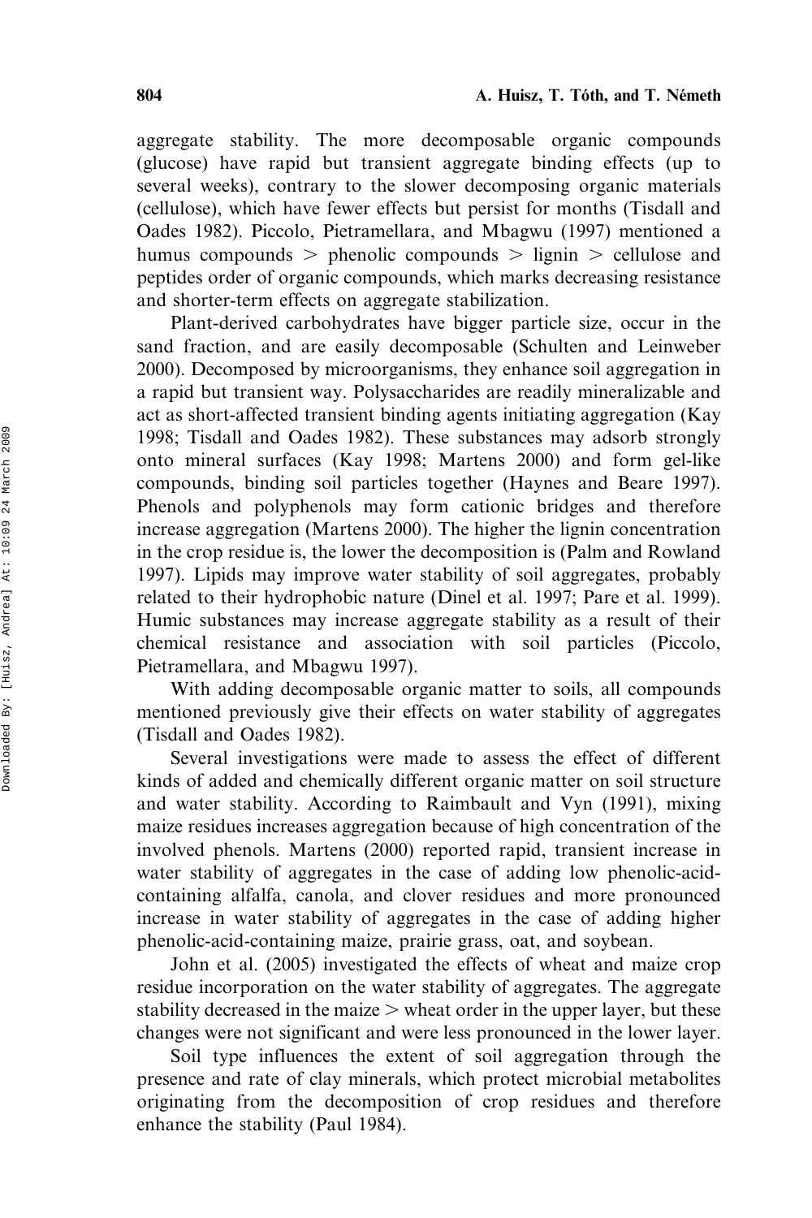aggregate stability. The more decomposable organic compounds (glucose) have rapid but transient aggregate binding effects (up to several weeks), contrary to the slower decomposing organic materials (cellulose), which have fewer effects but persist for months (Tisdall and Oades 1982). Piccolo, Pietramellara, and Mbagwu (1997) mentioned a humus compounds > phenolic compounds > lignin > cellulose and peptides order of organic compounds, which marks decreasing resistance and shorter-term effects on aggregate stabilization.

Plant-derived carbohydrates have bigger particle size, occur in the sand fraction, and are easily decomposable (Schulten and Leinweber 2000). Decomposed by microorganisms, they enhance soil aggregation in a rapid but transient way. Polysaccharides are readily mineralizable and act as short-affected transient binding agents initiating aggregation (Kay 1998; Tisdall and Oades 1982). These substances may adsorb strongly onto mineral surfaces (Kay 1998; Martens 2000) and form gel-like compounds, binding soil particles together (Haynes and Beare 1997). Phenols and polyphenols may form cationic bridges and therefore increase aggregation (Martens 2000). The higher the lignin concentration in the crop residue is, the lower the decomposition is (Palm and Rowland 1997). Lipids may improve water stability of soil aggregates, probably related to their hydrophobic nature (Dinel et al. 1997; Pare et al. 1999). Humic substances may increase aggregate stability as a result of their chemical resistance and association with soil particles (Piccolo, Pietramellara, and Mbagwu 1997).

With adding decomposable organic matter to soils, all compounds mentioned previously give their effects on water stability of aggregates (Tisdall and Oades 1982).

Several investigations were made to assess the effect of different kinds of added and chemically different organic matter on soil structure and water stability. According to Raimbault and Vyn (1991), mixing maize residues increases aggregation because of high concentration of the involved phenols. Martens (2000) reported rapid, transient increase in water stability of aggregates in the case of adding low phenolic-acid-containing alfalfa, canola, and clover residues and more pronounced increase in water stability of aggregates in the case of adding higher phenolic-acid-containing maize, prairie grass, oat, and soybean.

John et al. (2005) investigated the effects of wheat and maize crop residue incorporation on the water stability of aggregates. The aggregate stability decreased in the maize > wheat order in the upper layer, but these changes were not significant and were less pronounced in the lower layer.

Soil type influences the extent of soil aggregation through the presence and rate of clay minerals, which protect microbial metabolites originating from the decomposition of crop residues and therefore enhance the stability (Paul 1984).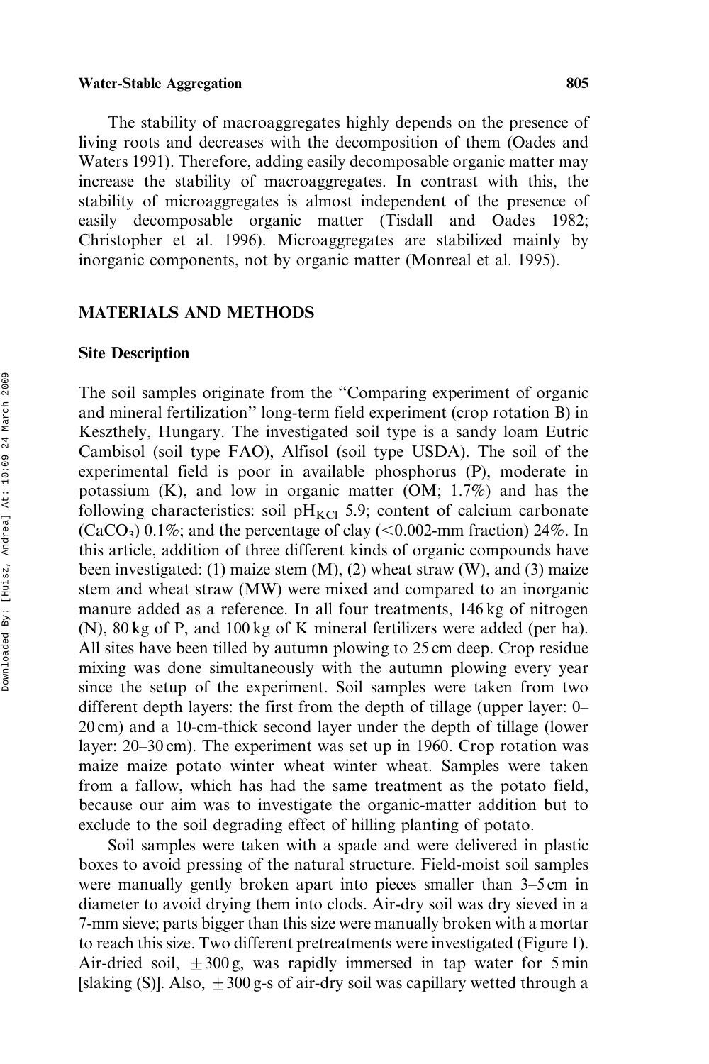The stability of macroaggregates highly depends on the presence of living roots and decreases with the decomposition of them (Oades and Waters 1991). Therefore, adding easily decomposable organic matter may increase the stability of macroaggregates. In contrast with this, the stability of microaggregates is almost independent of the presence of easily decomposable organic matter (Tisdall and Oades 1982; Christopher et al. 1996). Microaggregates are stabilized mainly by inorganic components, not by organic matter (Monreal et al. 1995).

## MATERIALS AND METHODS

### Site Description

The soil samples originate from the ''Comparing experiment of organic and mineral fertilization'' long-term field experiment (crop rotation B) in Keszthely, Hungary. The investigated soil type is a sandy loam Eutric Cambisol (soil type FAO), Alfisol (soil type USDA). The soil of the experimental field is poor in available phosphorus (P), moderate in potassium (K), and low in organic matter (OM; 1.7%) and has the following characteristics: soil $pH_{KCl}$ 5.9; content of calcium carbonate ($CaCO_3$) 0.1%; and the percentage of clay (<0.002-mm fraction) 24%. In this article, addition of three different kinds of organic compounds have been investigated: (1) maize stem (M), (2) wheat straw (W), and (3) maize stem and wheat straw (MW) were mixed and compared to an inorganic manure added as a reference. In all four treatments, 146 kg of nitrogen (N), 80 kg of P, and 100 kg of K mineral fertilizers were added (per ha). All sites have been tilled by autumn plowing to 25 cm deep. Crop residue mixing was done simultaneously with the autumn plowing every year since the setup of the experiment. Soil samples were taken from two different depth layers: the first from the depth of tillage (upper layer: 0–20 cm) and a 10-cm-thick second layer under the depth of tillage (lower layer: 20–30 cm). The experiment was set up in 1960. Crop rotation was maize–maize–potato–winter wheat–winter wheat. Samples were taken from a fallow, which has had the same treatment as the potato field, because our aim was to investigate the organic-matter addition but to exclude to the soil degrading effect of hilling planting of potato.

Soil samples were taken with a spade and were delivered in plastic boxes to avoid pressing of the natural structure. Field-moist soil samples were manually gently broken apart into pieces smaller than 3–5 cm in diameter to avoid drying them into clods. Air-dry soil was dry sieved in a 7-mm sieve; parts bigger than this size were manually broken with a mortar to reach this size. Two different pretreatments were investigated (Figure 1). Air-dried soil, $\pm 300$ g, was rapidly immersed in tap water for 5 min [slaking (S)]. Also, $\pm 300$ g-s of air-dry soil was capillary wetted through a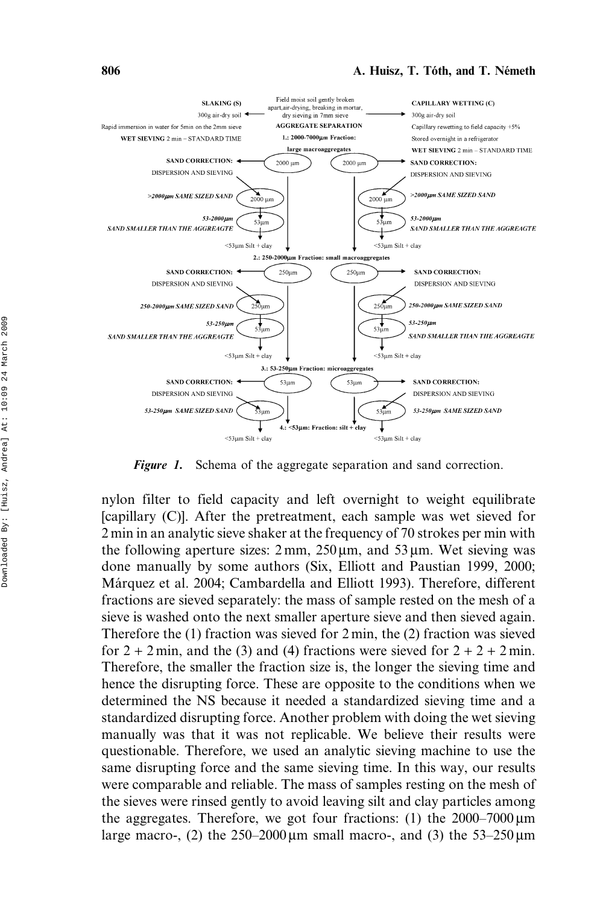| SLAKING (S) | Field moist soil gently broken apart, air-drying, breaking in mortar, dry sieving in 7mm sieve | CAPILLARY WETTING (C) |
|---|---|---|
| 300g air-dry soil | AGGREGATE SEPARATION | 300g air-dry soil |
| Rapid immersion in water for 5min on the 2mm sieve | | Capillary rewetting to field capacity +5% |
| WET SIEVING 2 min – STANDARD TIME | | Stored overnight in a refrigerator |
| | | WET SIEVING 2 min – STANDARD TIME |
| | **1.: 2000-7000μm Fraction: large macroaggregates** | |
| SAND CORRECTION: DISPERSION AND SIEVING | 2000 μm / 2000 μm | SAND CORRECTION: DISPERSION AND SIEVING |
| *>2000μm SAME SIZED SAND* | 2000 μm / 2000 μm | *>2000μm SAME SIZED SAND* |
| *53-2000μm SAND SMALLER THAN THE AGGREAGTE* | 53μm / 53μm | *53-2000μm SAND SMALLER THAN THE AGGREAGTE* |
| | <53μm Silt + clay / <53μm Silt + clay | |
| | **2.: 250-2000μm Fraction: small macroaggregates** | |
| SAND CORRECTION: DISPERSION AND SIEVING | 250μm / 250μm | SAND CORRECTION: DISPERSION AND SIEVING |
| *250-2000μm SAME SIZED SAND* | 250μm / 250μm | *250-2000μm SAME SIZED SAND* |
| *53-250μm SAND SMALLER THAN THE AGGREAGTE* | 53μm / 53μm | *53-250μm SAND SMALLER THAN THE AGGREAGTE* |
| | <53μm Silt + clay / <53μm Silt + clay | |
| | **3.: 53-250μm Fraction: microaggregates** | |
| SAND CORRECTION: DISPERSION AND SIEVING | 53μm / 53μm | SAND CORRECTION: DISPERSION AND SIEVING |
| *53-250μm SAME SIZED SAND* | 53μm / 53μm | *53-250μm SAME SIZED SAND* |
| | **4.: <53μm: Fraction: silt + clay** | |
| | <53μm Silt + clay / <53μm Silt + clay | |

***Figure 1.*** Schema of the aggregate separation and sand correction.

nylon filter to field capacity and left overnight to weight equilibrate [capillary (C)]. After the pretreatment, each sample was wet sieved for 2 min in an analytic sieve shaker at the frequency of 70 strokes per min with the following aperture sizes: 2 mm, 250 μm, and 53 μm. Wet sieving was done manually by some authors (Six, Elliott and Paustian 1999, 2000; Márquez et al. 2004; Cambardella and Elliott 1993). Therefore, different fractions are sieved separately: the mass of sample rested on the mesh of a sieve is washed onto the next smaller aperture sieve and then sieved again. Therefore the (1) fraction was sieved for 2 min, the (2) fraction was sieved for 2 + 2 min, and the (3) and (4) fractions were sieved for 2 + 2 + 2 min. Therefore, the smaller the fraction size is, the longer the sieving time and hence the disrupting force. These are opposite to the conditions when we determined the NS because it needed a standardized sieving time and a standardized disrupting force. Another problem with doing the wet sieving manually was that it was not replicable. We believe their results were questionable. Therefore, we used an analytic sieving machine to use the same disrupting force and the same sieving time. In this way, our results were comparable and reliable. The mass of samples resting on the mesh of the sieves were rinsed gently to avoid leaving silt and clay particles among the aggregates. Therefore, we got four fractions: (1) the 2000–7000 μm large macro-, (2) the 250–2000 μm small macro-, and (3) the 53–250 μm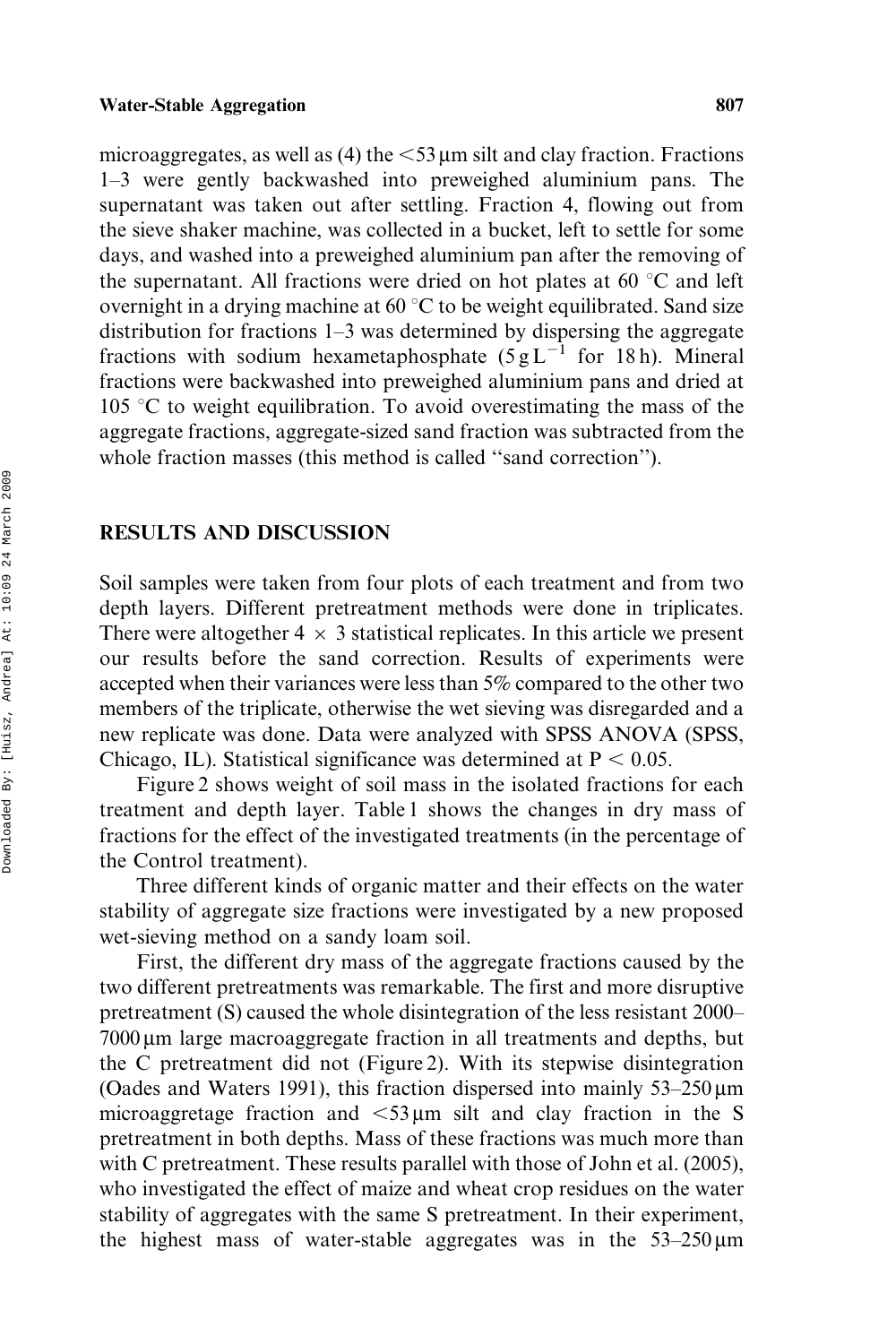microaggregates, as well as (4) the <53 μm silt and clay fraction. Fractions 1–3 were gently backwashed into preweighed aluminium pans. The supernatant was taken out after settling. Fraction 4, flowing out from the sieve shaker machine, was collected in a bucket, left to settle for some days, and washed into a preweighed aluminium pan after the removing of the supernatant. All fractions were dried on hot plates at 60 °C and left overnight in a drying machine at 60 °C to be weight equilibrated. Sand size distribution for fractions 1–3 was determined by dispersing the aggregate fractions with sodium hexametaphosphate ($5\,g\,L^{-1}$ for 18 h). Mineral fractions were backwashed into preweighed aluminium pans and dried at 105 °C to weight equilibration. To avoid overestimating the mass of the aggregate fractions, aggregate-sized sand fraction was subtracted from the whole fraction masses (this method is called "sand correction").

## RESULTS AND DISCUSSION

Soil samples were taken from four plots of each treatment and from two depth layers. Different pretreatment methods were done in triplicates. There were altogether 4 × 3 statistical replicates. In this article we present our results before the sand correction. Results of experiments were accepted when their variances were less than 5% compared to the other two members of the triplicate, otherwise the wet sieving was disregarded and a new replicate was done. Data were analyzed with SPSS ANOVA (SPSS, Chicago, IL). Statistical significance was determined at $P < 0.05$.

Figure 2 shows weight of soil mass in the isolated fractions for each treatment and depth layer. Table 1 shows the changes in dry mass of fractions for the effect of the investigated treatments (in the percentage of the Control treatment).

Three different kinds of organic matter and their effects on the water stability of aggregate size fractions were investigated by a new proposed wet-sieving method on a sandy loam soil.

First, the different dry mass of the aggregate fractions caused by the two different pretreatments was remarkable. The first and more disruptive pretreatment (S) caused the whole disintegration of the less resistant 2000–7000 μm large macroaggregate fraction in all treatments and depths, but the C pretreatment did not (Figure 2). With its stepwise disintegration (Oades and Waters 1991), this fraction dispersed into mainly 53–250 μm microaggretage fraction and <53 μm silt and clay fraction in the S pretreatment in both depths. Mass of these fractions was much more than with C pretreatment. These results parallel with those of John et al. (2005), who investigated the effect of maize and wheat crop residues on the water stability of aggregates with the same S pretreatment. In their experiment, the highest mass of water-stable aggregates was in the 53–250 μm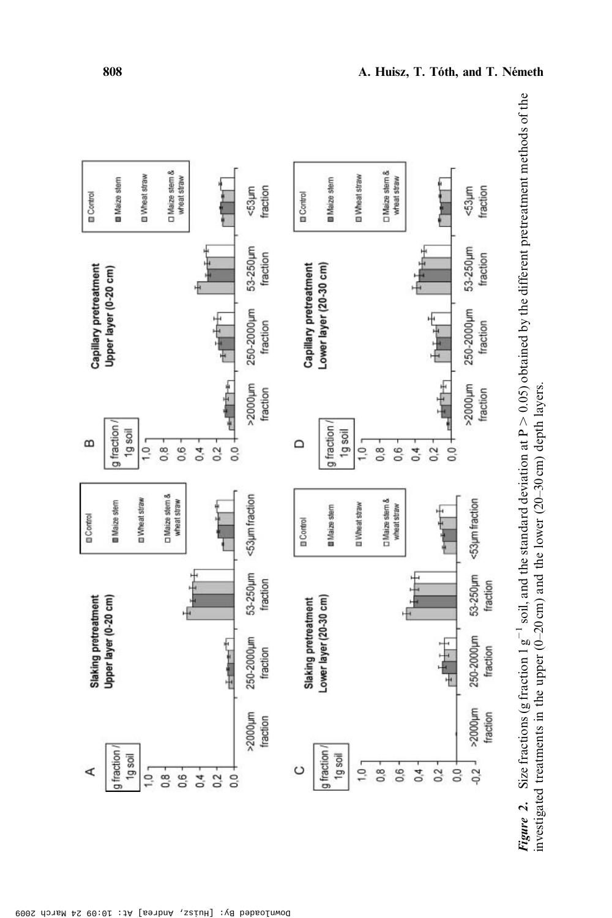*Figure 2.* Size fractions (g fraction 1 $g^{-1}$ soil, and the standard deviation at $P > 0.05$) obtained by the different pretreatment methods of the investigated treatments in the upper (0–20 cm) and the lower (20–30 cm) depth layers.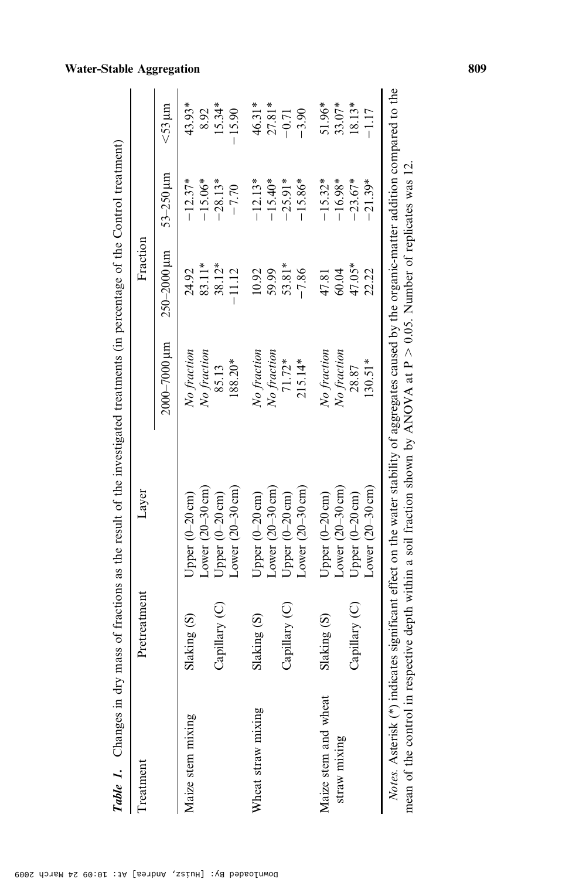**Table 1.** Changes in dry mass of fractions as the result of the investigated treatments (in percentage of the Control treatment)

| Treatment | Pretreatment | Layer | Fraction | | | |
|---|---|---|---|---|---|---|
| | | | 2000–7000 μm | 250–2000 μm | 53–250 μm | <53 μm |
| Maize stem mixing | Slaking (S) | Upper (0–20 cm) | *No fraction* | 24.92 | −12.37* | 43.93* |
| | | Lower (20–30 cm) | *No fraction* | 83.11* | −15.06* | 8.92 |
| | Capillary (C) | Upper (0–20 cm) | 85.13 | 38.12* | −28.13* | 15.34* |
| | | Lower (20–30 cm) | 188.20* | −11.12 | −7.70 | −15.90 |
| Wheat straw mixing | Slaking (S) | Upper (0–20 cm) | *No fraction* | 10.92 | −12.13* | 46.31* |
| | | Lower (20–30 cm) | *No fraction* | 59.99 | −15.40* | 27.81* |
| | Capillary (C) | Upper (0–20 cm) | 71.72* | 53.81* | −25.91* | −0.71 |
| | | Lower (20–30 cm) | 215.14* | −7.86 | −15.86* | −3.90 |
| Maize stem and wheat straw mixing | Slaking (S) | Upper (0–20 cm) | *No fraction* | 47.81 | −15.32* | 51.96* |
| | | Lower (20–30 cm) | *No fraction* | 60.04 | −16.98* | 33.07* |
| | Capillary (C) | Upper (0–20 cm) | 28.87 | 47.05* | −23.67* | 18.13* |
| | | Lower (20–30 cm) | 130.51* | 22.22 | −21.39* | −1.17 |

*Notes.* Asterisk (*) indicates significant effect on the water stability of aggregates caused by the organic-matter addition compared to the mean of the control in respective depth within a soil fraction shown by ANOVA at $P > 0.05$. Number of replicates was 12.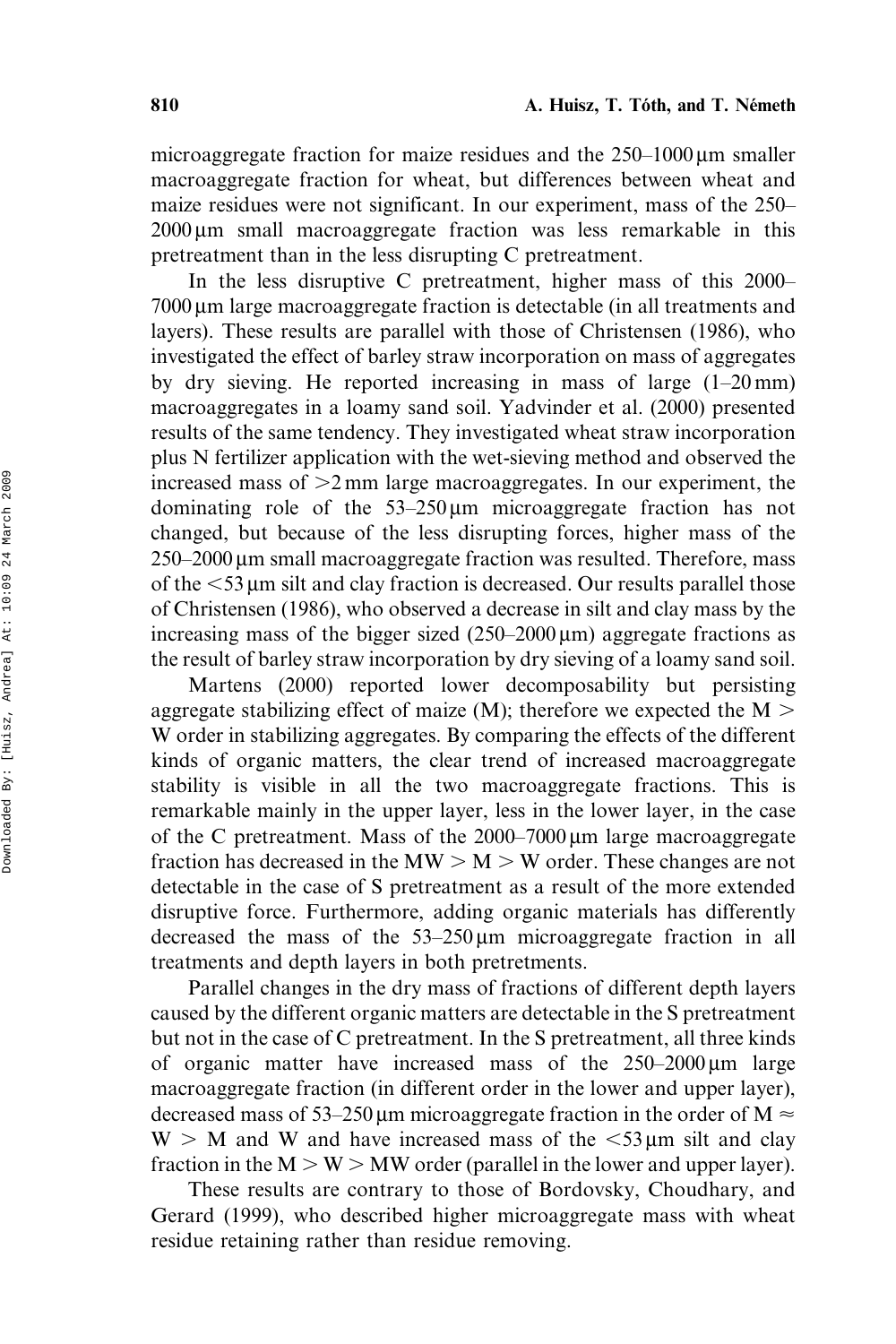microaggregate fraction for maize residues and the 250–1000 µm smaller macroaggregate fraction for wheat, but differences between wheat and maize residues were not significant. In our experiment, mass of the 250–2000 µm small macroaggregate fraction was less remarkable in this pretreatment than in the less disrupting C pretreatment.

In the less disruptive C pretreatment, higher mass of this 2000–7000 µm large macroaggregate fraction is detectable (in all treatments and layers). These results are parallel with those of Christensen (1986), who investigated the effect of barley straw incorporation on mass of aggregates by dry sieving. He reported increasing in mass of large (1–20 mm) macroaggregates in a loamy sand soil. Yadvinder et al. (2000) presented results of the same tendency. They investigated wheat straw incorporation plus N fertilizer application with the wet-sieving method and observed the increased mass of >2 mm large macroaggregates. In our experiment, the dominating role of the 53–250 µm microaggregate fraction has not changed, but because of the less disrupting forces, higher mass of the 250–2000 µm small macroaggregate fraction was resulted. Therefore, mass of the <53 µm silt and clay fraction is decreased. Our results parallel those of Christensen (1986), who observed a decrease in silt and clay mass by the increasing mass of the bigger sized (250–2000 µm) aggregate fractions as the result of barley straw incorporation by dry sieving of a loamy sand soil.

Martens (2000) reported lower decomposability but persisting aggregate stabilizing effect of maize (M); therefore we expected the M > W order in stabilizing aggregates. By comparing the effects of the different kinds of organic matters, the clear trend of increased macroaggregate stability is visible in all the two macroaggregate fractions. This is remarkable mainly in the upper layer, less in the lower layer, in the case of the C pretreatment. Mass of the 2000–7000 µm large macroaggregate fraction has decreased in the MW > M > W order. These changes are not detectable in the case of S pretreatment as a result of the more extended disruptive force. Furthermore, adding organic materials has differently decreased the mass of the 53–250 µm microaggregate fraction in all treatments and depth layers in both pretretments.

Parallel changes in the dry mass of fractions of different depth layers caused by the different organic matters are detectable in the S pretreatment but not in the case of C pretreatment. In the S pretreatment, all three kinds of organic matter have increased mass of the 250–2000 µm large macroaggregate fraction (in different order in the lower and upper layer), decreased mass of 53–250 µm microaggregate fraction in the order of M $\approx$ W > M and W and have increased mass of the <53 µm silt and clay fraction in the M > W > MW order (parallel in the lower and upper layer).

These results are contrary to those of Bordovsky, Choudhary, and Gerard (1999), who described higher microaggregate mass with wheat residue retaining rather than residue removing.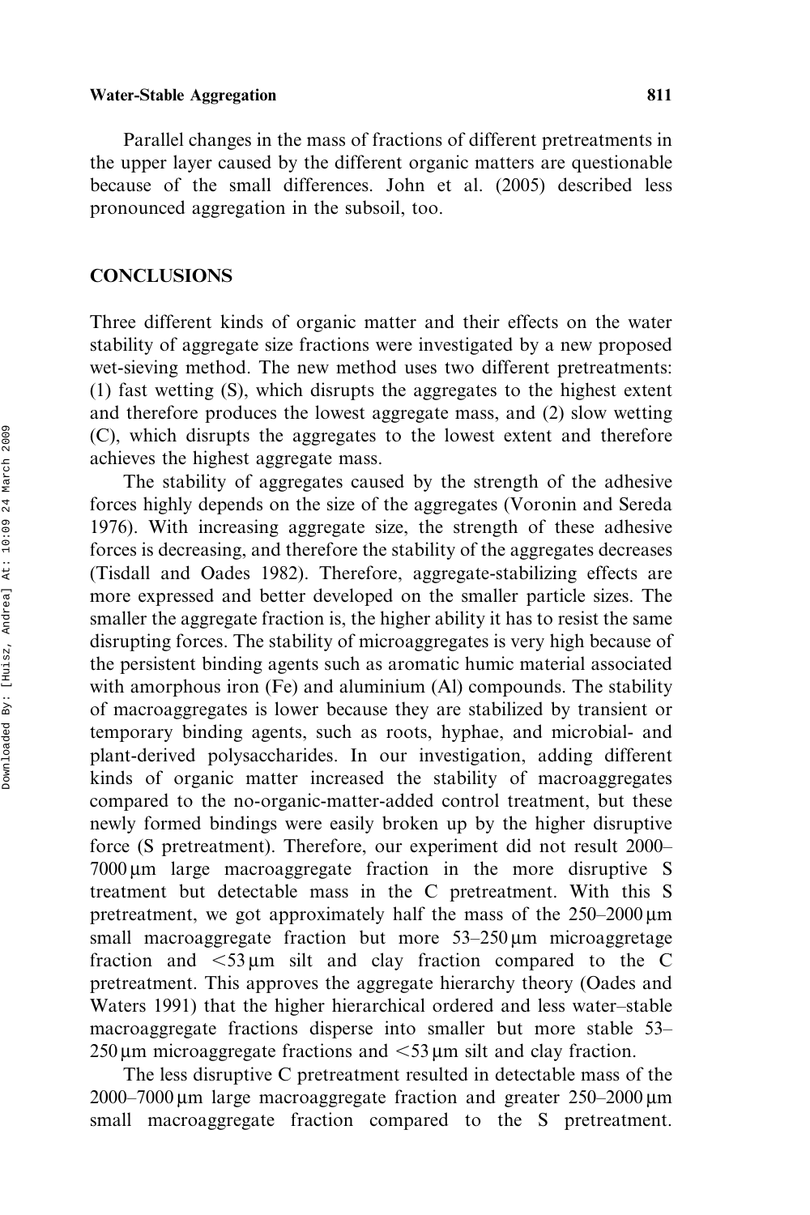Parallel changes in the mass of fractions of different pretreatments in the upper layer caused by the different organic matters are questionable because of the small differences. John et al. (2005) described less pronounced aggregation in the subsoil, too.

## CONCLUSIONS

Three different kinds of organic matter and their effects on the water stability of aggregate size fractions were investigated by a new proposed wet-sieving method. The new method uses two different pretreatments: (1) fast wetting (S), which disrupts the aggregates to the highest extent and therefore produces the lowest aggregate mass, and (2) slow wetting (C), which disrupts the aggregates to the lowest extent and therefore achieves the highest aggregate mass.

The stability of aggregates caused by the strength of the adhesive forces highly depends on the size of the aggregates (Voronin and Sereda 1976). With increasing aggregate size, the strength of these adhesive forces is decreasing, and therefore the stability of the aggregates decreases (Tisdall and Oades 1982). Therefore, aggregate-stabilizing effects are more expressed and better developed on the smaller particle sizes. The smaller the aggregate fraction is, the higher ability it has to resist the same disrupting forces. The stability of microaggregates is very high because of the persistent binding agents such as aromatic humic material associated with amorphous iron (Fe) and aluminium (Al) compounds. The stability of macroaggregates is lower because they are stabilized by transient or temporary binding agents, such as roots, hyphae, and microbial- and plant-derived polysaccharides. In our investigation, adding different kinds of organic matter increased the stability of macroaggregates compared to the no-organic-matter-added control treatment, but these newly formed bindings were easily broken up by the higher disruptive force (S pretreatment). Therefore, our experiment did not result 2000–7000 μm large macroaggregate fraction in the more disruptive S treatment but detectable mass in the C pretreatment. With this S pretreatment, we got approximately half the mass of the 250–2000 μm small macroaggregate fraction but more 53–250 μm microaggretage fraction and <53 μm silt and clay fraction compared to the C pretreatment. This approves the aggregate hierarchy theory (Oades and Waters 1991) that the higher hierarchical ordered and less water–stable macroaggregate fractions disperse into smaller but more stable 53–250 μm microaggregate fractions and <53 μm silt and clay fraction.

The less disruptive C pretreatment resulted in detectable mass of the 2000–7000 μm large macroaggregate fraction and greater 250–2000 μm small macroaggregate fraction compared to the S pretreatment.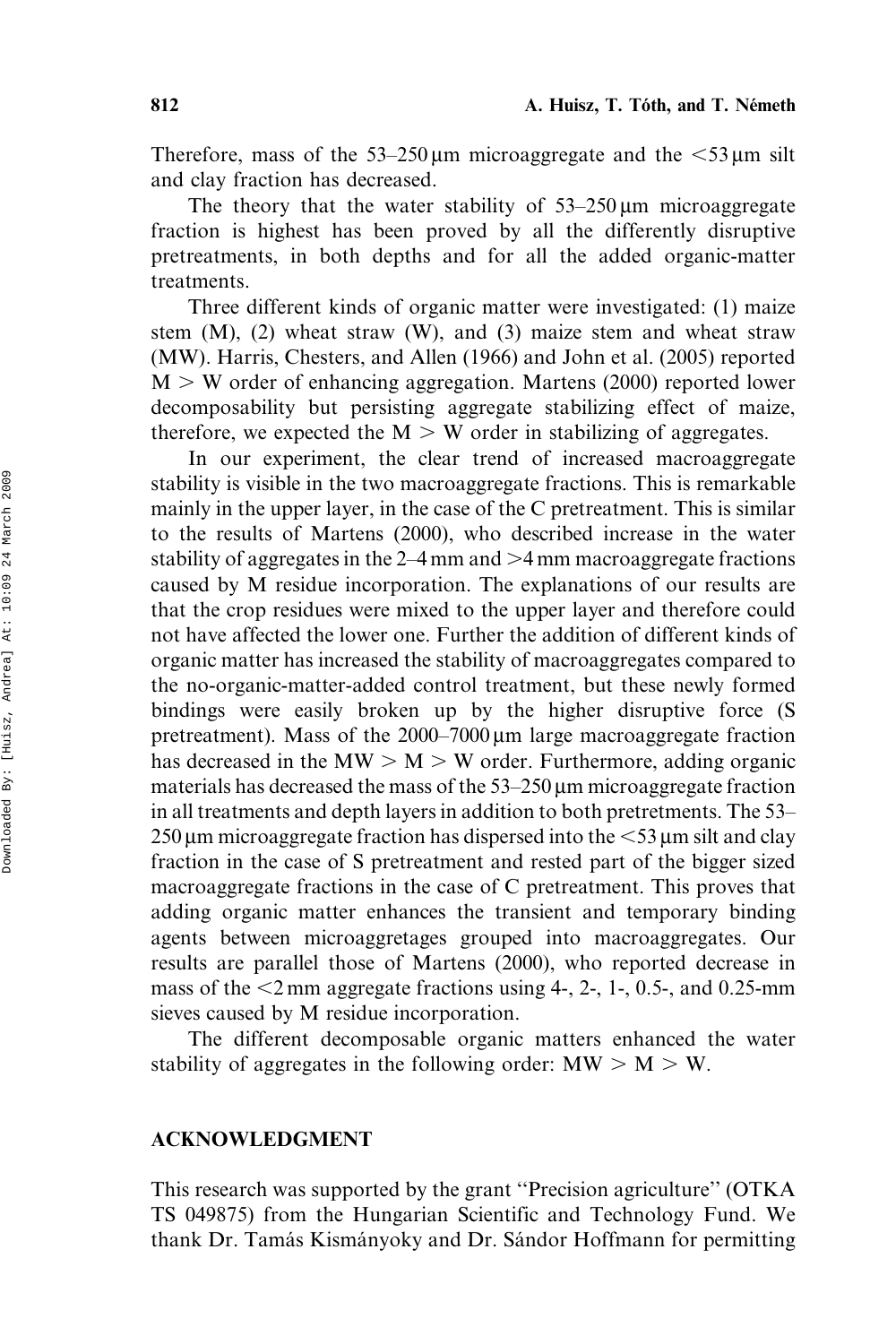Therefore, mass of the 53–250 μm microaggregate and the <53 μm silt and clay fraction has decreased.

The theory that the water stability of 53–250 μm microaggregate fraction is highest has been proved by all the differently disruptive pretreatments, in both depths and for all the added organic-matter treatments.

Three different kinds of organic matter were investigated: (1) maize stem (M), (2) wheat straw (W), and (3) maize stem and wheat straw (MW). Harris, Chesters, and Allen (1966) and John et al. (2005) reported M > W order of enhancing aggregation. Martens (2000) reported lower decomposability but persisting aggregate stabilizing effect of maize, therefore, we expected the M > W order in stabilizing of aggregates.

In our experiment, the clear trend of increased macroaggregate stability is visible in the two macroaggregate fractions. This is remarkable mainly in the upper layer, in the case of the C pretreatment. This is similar to the results of Martens (2000), who described increase in the water stability of aggregates in the 2–4 mm and >4 mm macroaggregate fractions caused by M residue incorporation. The explanations of our results are that the crop residues were mixed to the upper layer and therefore could not have affected the lower one. Further the addition of different kinds of organic matter has increased the stability of macroaggregates compared to the no-organic-matter-added control treatment, but these newly formed bindings were easily broken up by the higher disruptive force (S pretreatment). Mass of the 2000–7000 μm large macroaggregate fraction has decreased in the MW > M > W order. Furthermore, adding organic materials has decreased the mass of the 53–250 μm microaggregate fraction in all treatments and depth layers in addition to both pretretments. The 53–250 μm microaggregate fraction has dispersed into the <53 μm silt and clay fraction in the case of S pretreatment and rested part of the bigger sized macroaggregate fractions in the case of C pretreatment. This proves that adding organic matter enhances the transient and temporary binding agents between microaggretages grouped into macroaggregates. Our results are parallel those of Martens (2000), who reported decrease in mass of the <2 mm aggregate fractions using 4-, 2-, 1-, 0.5-, and 0.25-mm sieves caused by M residue incorporation.

The different decomposable organic matters enhanced the water stability of aggregates in the following order: MW > M > W.

## ACKNOWLEDGMENT

This research was supported by the grant "Precision agriculture" (OTKA TS 049875) from the Hungarian Scientific and Technology Fund. We thank Dr. Tamás Kismányoky and Dr. Sándor Hoffmann for permitting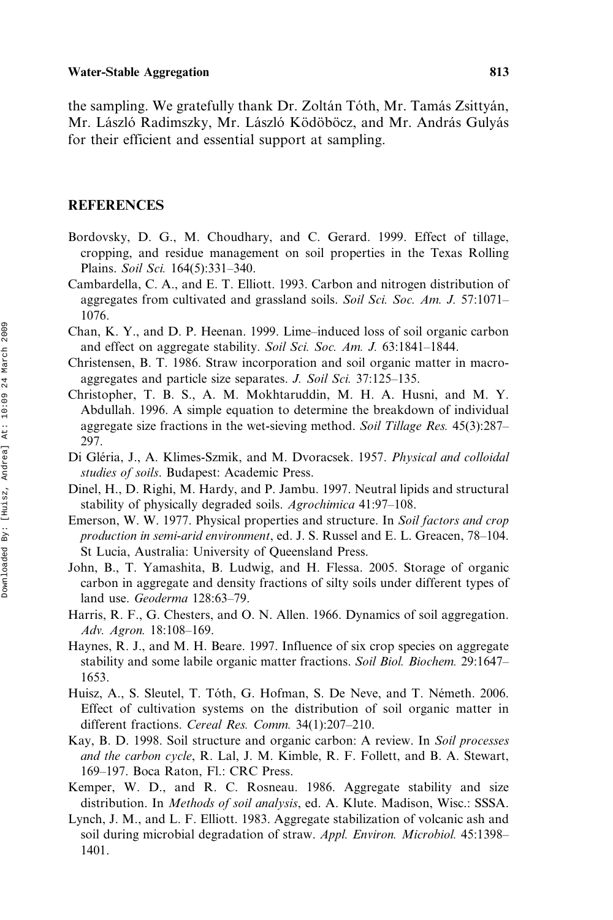the sampling. We gratefully thank Dr. Zoltán Tóth, Mr. Tamás Zsittyán, Mr. László Radimszky, Mr. László Ködöböcz, and Mr. András Gulyás for their efficient and essential support at sampling.

## REFERENCES

Bordovsky, D. G., M. Choudhary, and C. Gerard. 1999. Effect of tillage, cropping, and residue management on soil properties in the Texas Rolling Plains. *Soil Sci.* 164(5):331–340.

Cambardella, C. A., and E. T. Elliott. 1993. Carbon and nitrogen distribution of aggregates from cultivated and grassland soils. *Soil Sci. Soc. Am. J.* 57:1071–1076.

Chan, K. Y., and D. P. Heenan. 1999. Lime–induced loss of soil organic carbon and effect on aggregate stability. *Soil Sci. Soc. Am. J.* 63:1841–1844.

Christensen, B. T. 1986. Straw incorporation and soil organic matter in macro-aggregates and particle size separates. *J. Soil Sci.* 37:125–135.

Christopher, T. B. S., A. M. Mokhtaruddin, M. H. A. Husni, and M. Y. Abdullah. 1996. A simple equation to determine the breakdown of individual aggregate size fractions in the wet-sieving method. *Soil Tillage Res.* 45(3):287–297.

Di Gléria, J., A. Klimes-Szmik, and M. Dvoracsek. 1957. *Physical and colloidal studies of soils*. Budapest: Academic Press.

Dinel, H., D. Righi, M. Hardy, and P. Jambu. 1997. Neutral lipids and structural stability of physically degraded soils. *Agrochimica* 41:97–108.

Emerson, W. W. 1977. Physical properties and structure. In *Soil factors and crop production in semi-arid environment*, ed. J. S. Russel and E. L. Greacen, 78–104. St Lucia, Australia: University of Queensland Press.

John, B., T. Yamashita, B. Ludwig, and H. Flessa. 2005. Storage of organic carbon in aggregate and density fractions of silty soils under different types of land use. *Geoderma* 128:63–79.

Harris, R. F., G. Chesters, and O. N. Allen. 1966. Dynamics of soil aggregation. *Adv. Agron.* 18:108–169.

Haynes, R. J., and M. H. Beare. 1997. Influence of six crop species on aggregate stability and some labile organic matter fractions. *Soil Biol. Biochem.* 29:1647–1653.

Huisz, A., S. Sleutel, T. Tóth, G. Hofman, S. De Neve, and T. Németh. 2006. Effect of cultivation systems on the distribution of soil organic matter in different fractions. *Cereal Res. Comm.* 34(1):207–210.

Kay, B. D. 1998. Soil structure and organic carbon: A review. In *Soil processes and the carbon cycle*, R. Lal, J. M. Kimble, R. F. Follett, and B. A. Stewart, 169–197. Boca Raton, Fl.: CRC Press.

Kemper, W. D., and R. C. Rosneau. 1986. Aggregate stability and size distribution. In *Methods of soil analysis*, ed. A. Klute. Madison, Wisc.: SSSA.

Lynch, J. M., and L. F. Elliott. 1983. Aggregate stabilization of volcanic ash and soil during microbial degradation of straw. *Appl. Environ. Microbiol.* 45:1398–1401.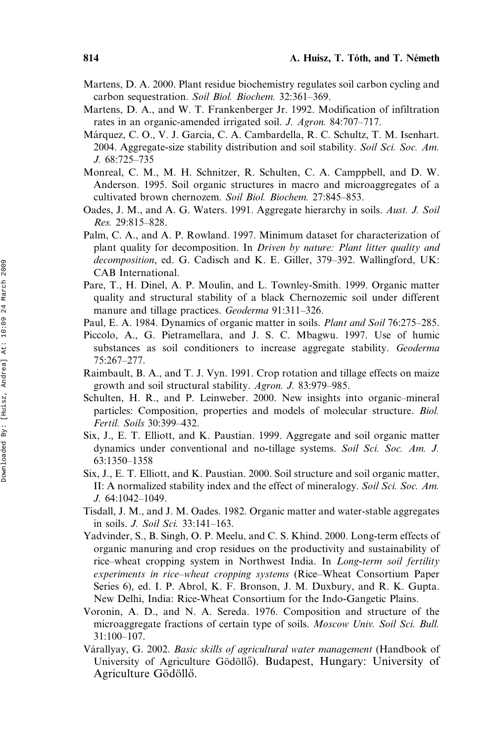Martens, D. A. 2000. Plant residue biochemistry regulates soil carbon cycling and carbon sequestration. *Soil Biol. Biochem.* 32:361–369.

Martens, D. A., and W. T. Frankenberger Jr. 1992. Modification of infiltration rates in an organic-amended irrigated soil. *J. Agron.* 84:707–717.

Márquez, C. O., V. J. Garcia, C. A. Cambardella, R. C. Schultz, T. M. Isenhart. 2004. Aggregate-size stability distribution and soil stability. *Soil Sci. Soc. Am. J.* 68:725–735

Monreal, C. M., M. H. Schnitzer, R. Schulten, C. A. Camppbell, and D. W. Anderson. 1995. Soil organic structures in macro and microaggregates of a cultivated brown chernozem. *Soil Biol. Biochem.* 27:845–853.

Oades, J. M., and A. G. Waters. 1991. Aggregate hierarchy in soils. *Aust. J. Soil Res.* 29:815–828.

Palm, C. A., and A. P. Rowland. 1997. Minimum dataset for characterization of plant quality for decomposition. In *Driven by nature: Plant litter quality and decomposition*, ed. G. Cadisch and K. E. Giller, 379–392. Wallingford, UK: CAB International.

Pare, T., H. Dinel, A. P. Moulin, and L. Townley-Smith. 1999. Organic matter quality and structural stability of a black Chernozemic soil under different manure and tillage practices. *Geoderma* 91:311–326.

Paul, E. A. 1984. Dynamics of organic matter in soils. *Plant and Soil* 76:275–285.

Piccolo, A., G. Pietramellara, and J. S. C. Mbagwu. 1997. Use of humic substances as soil conditioners to increase aggregate stability. *Geoderma* 75:267–277.

Raimbault, B. A., and T. J. Vyn. 1991. Crop rotation and tillage effects on maize growth and soil structural stability. *Agron. J.* 83:979–985.

Schulten, H. R., and P. Leinweber. 2000. New insights into organic–mineral particles: Composition, properties and models of molecular structure. *Biol. Fertil. Soils* 30:399–432.

Six, J., E. T. Elliott, and K. Paustian. 1999. Aggregate and soil organic matter dynamics under conventional and no-tillage systems. *Soil Sci. Soc. Am. J.* 63:1350–1358

Six, J., E. T. Elliott, and K. Paustian. 2000. Soil structure and soil organic matter, II: A normalized stability index and the effect of mineralogy. *Soil Sci. Soc. Am. J.* 64:1042–1049.

Tisdall, J. M., and J. M. Oades. 1982. Organic matter and water-stable aggregates in soils. *J. Soil Sci.* 33:141–163.

Yadvinder, S., B. Singh, O. P. Meelu, and C. S. Khind. 2000. Long-term effects of organic manuring and crop residues on the productivity and sustainability of rice–wheat cropping system in Northwest India. In *Long-term soil fertility experiments in rice–wheat cropping systems* (Rice–Wheat Consortium Paper Series 6), ed. I. P. Abrol, K. F. Bronson, J. M. Duxbury, and R. K. Gupta. New Delhi, India: Rice-Wheat Consortium for the Indo-Gangetic Plains.

Voronin, A. D., and N. A. Sereda. 1976. Composition and structure of the microaggregate fractions of certain type of soils. *Moscow Univ. Soil Sci. Bull.* 31:100–107.

Várallyay, G. 2002. *Basic skills of agricultural water management* (Handbook of University of Agriculture Gödöllő). Budapest, Hungary: University of Agriculture Gödöllő.